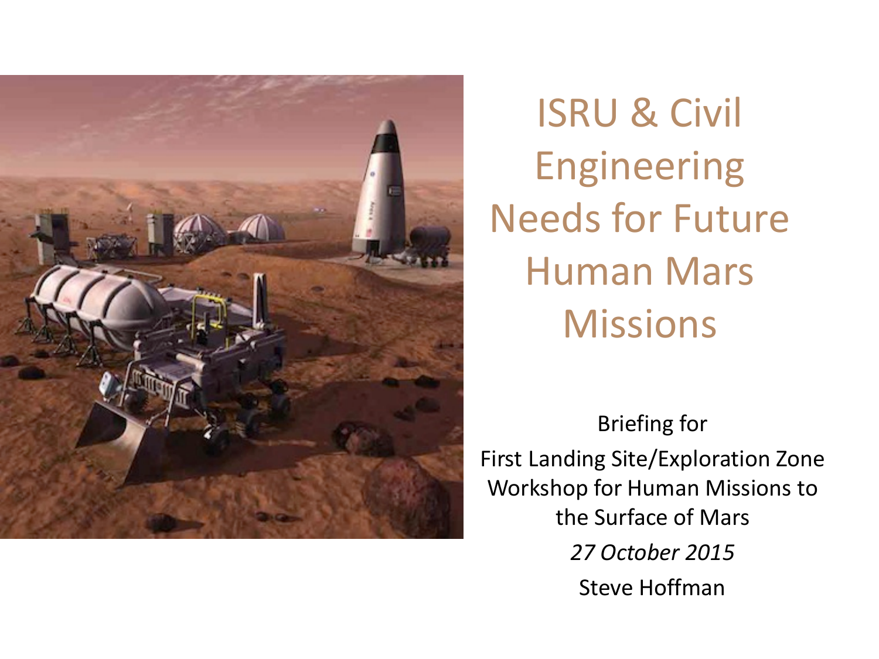# ISRU & Civil Engineering Needs for Future Human Mars Missions

Briefing for
First Landing Site/Exploration Zone Workshop for Human Missions to the Surface of Mars

*27 October 2015*

Steve Hoffman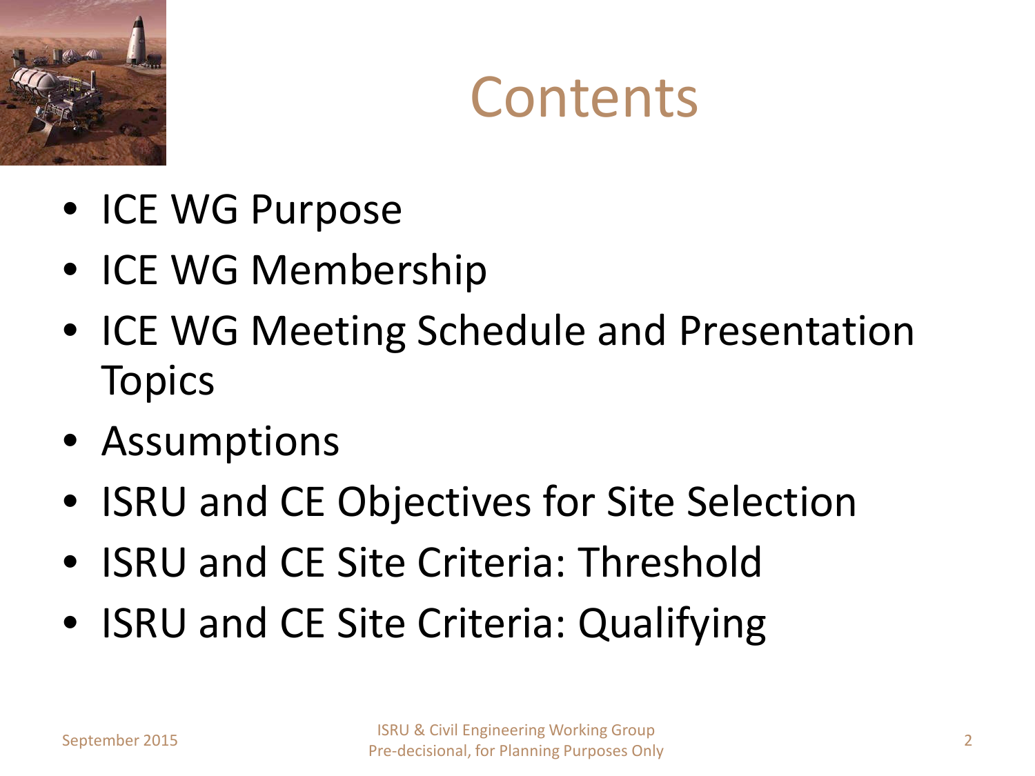# Contents

- ICE WG Purpose
- ICE WG Membership
- ICE WG Meeting Schedule and Presentation Topics
- Assumptions
- ISRU and CE Objectives for Site Selection
- ISRU and CE Site Criteria: Threshold
- ISRU and CE Site Criteria: Qualifying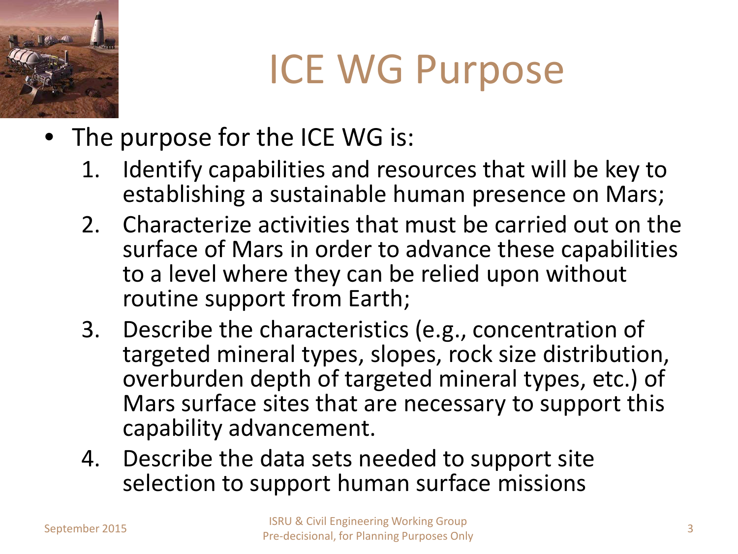# ICE WG Purpose

- The purpose for the ICE WG is:
  1. Identify capabilities and resources that will be key to establishing a sustainable human presence on Mars;
  2. Characterize activities that must be carried out on the surface of Mars in order to advance these capabilities to a level where they can be relied upon without routine support from Earth;
  3. Describe the characteristics (e.g., concentration of targeted mineral types, slopes, rock size distribution, overburden depth of targeted mineral types, etc.) of Mars surface sites that are necessary to support this capability advancement.
  4. Describe the data sets needed to support site selection to support human surface missions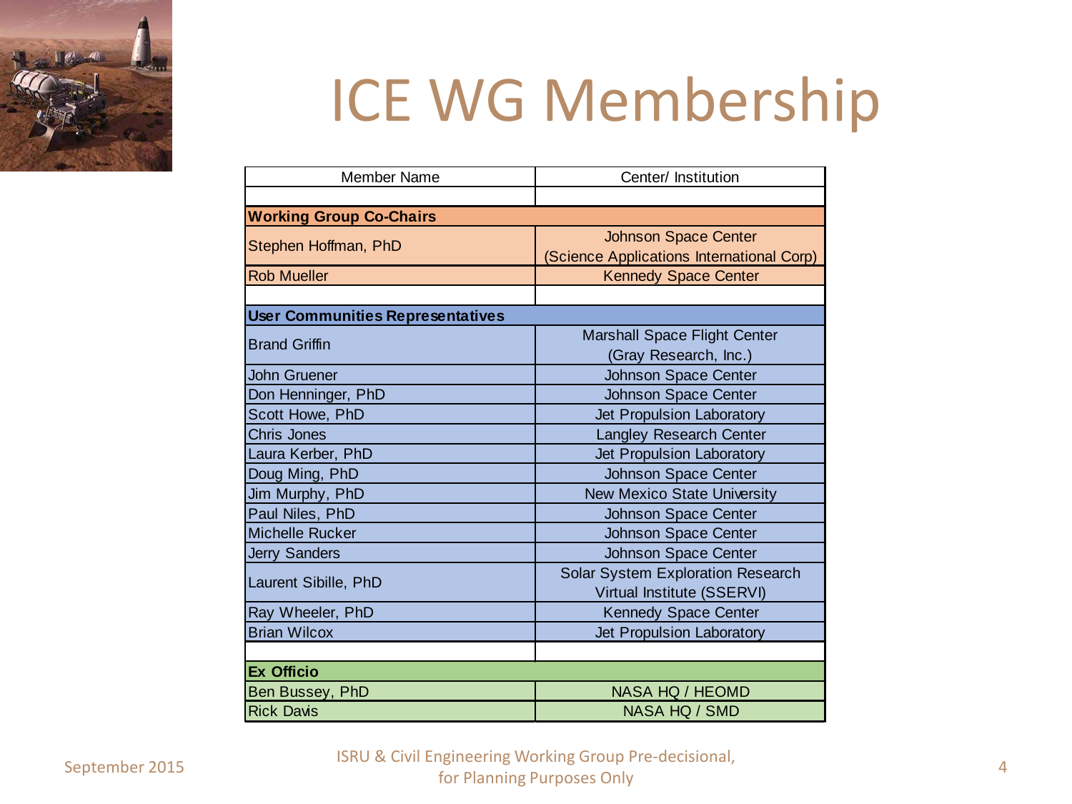# ICE WG Membership

| Member Name | Center/ Institution |
|---|---|
| | |
| **Working Group Co-Chairs** | |
| Stephen Hoffman, PhD | Johnson Space Center (Science Applications International Corp) |
| Rob Mueller | Kennedy Space Center |
| | |
| **User Communities Representatives** | |
| Brand Griffin | Marshall Space Flight Center (Gray Research, Inc.) |
| John Gruener | Johnson Space Center |
| Don Henninger, PhD | Johnson Space Center |
| Scott Howe, PhD | Jet Propulsion Laboratory |
| Chris Jones | Langley Research Center |
| Laura Kerber, PhD | Jet Propulsion Laboratory |
| Doug Ming, PhD | Johnson Space Center |
| Jim Murphy, PhD | New Mexico State University |
| Paul Niles, PhD | Johnson Space Center |
| Michelle Rucker | Johnson Space Center |
| Jerry Sanders | Johnson Space Center |
| Laurent Sibille, PhD | Solar System Exploration Research Virtual Institute (SSERVI) |
| Ray Wheeler, PhD | Kennedy Space Center |
| Brian Wilcox | Jet Propulsion Laboratory |
| | |
| **Ex Officio** | |
| Ben Bussey, PhD | NASA HQ / HEOMD |
| Rick Davis | NASA HQ / SMD |

September 2015

ISRU & Civil Engineering Working Group Pre-decisional, for Planning Purposes Only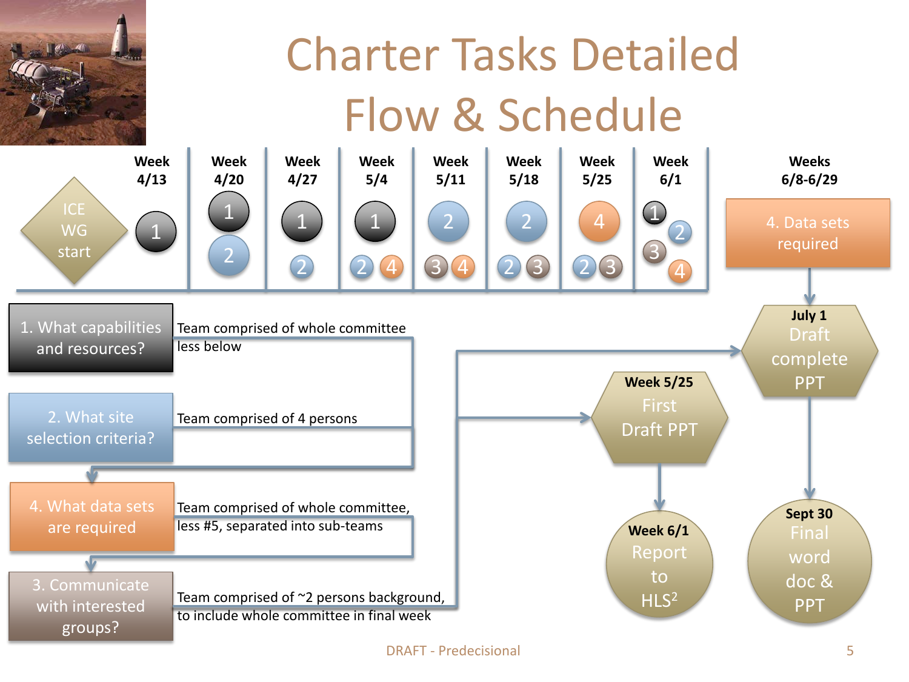# Charter Tasks Detailed Flow & Schedule

| ICE WG start | Week 4/13 | Week 4/20 | Week 4/27 | Week 5/4 | Week 5/11 | Week 5/18 | Week 5/25 | Week 6/1 | Weeks 6/8-6/29 |
|---|---|---|---|---|---|---|---|---|---|
| | 1 | 1, 2 | 1, 2 | 1, 2, 4 | 2, 3, 4 | 2, 2, 3 | 4, 2, 3 | 1, 2, 3, 4 | 4. Data sets required |

1. What capabilities and resources? — Team comprised of whole committee less below

2. What site selection criteria? — Team comprised of 4 persons

4. What data sets are required — Team comprised of whole committee, less #5, separated into sub-teams

3. Communicate with interested groups? — Team comprised of ~2 persons background, to include whole committee in final week

Week 5/25 First Draft PPT → Week 6/1 Report to HLS[2]

July 1 Draft complete PPT → Sept 30 Final word doc & PPT

DRAFT - Predecisional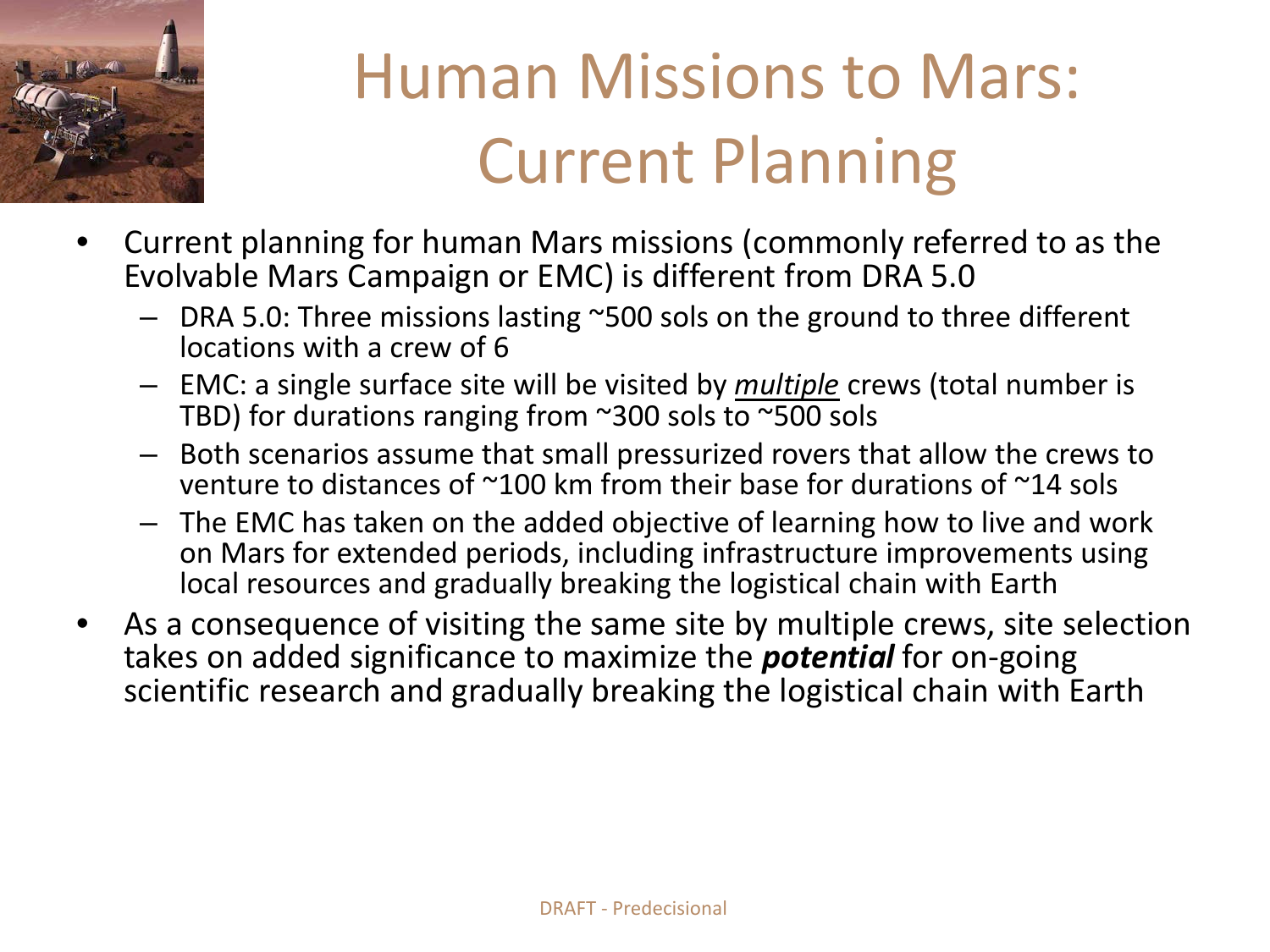# Human Missions to Mars: Current Planning

- Current planning for human Mars missions (commonly referred to as the Evolvable Mars Campaign or EMC) is different from DRA 5.0
  - DRA 5.0: Three missions lasting ~500 sols on the ground to three different locations with a crew of 6
  - EMC: a single surface site will be visited by *multiple* crews (total number is TBD) for durations ranging from ~300 sols to ~500 sols
  - Both scenarios assume that small pressurized rovers that allow the crews to venture to distances of ~100 km from their base for durations of ~14 sols
  - The EMC has taken on the added objective of learning how to live and work on Mars for extended periods, including infrastructure improvements using local resources and gradually breaking the logistical chain with Earth
- As a consequence of visiting the same site by multiple crews, site selection takes on added significance to maximize the ***potential*** for on-going scientific research and gradually breaking the logistical chain with Earth

DRAFT - Predecisional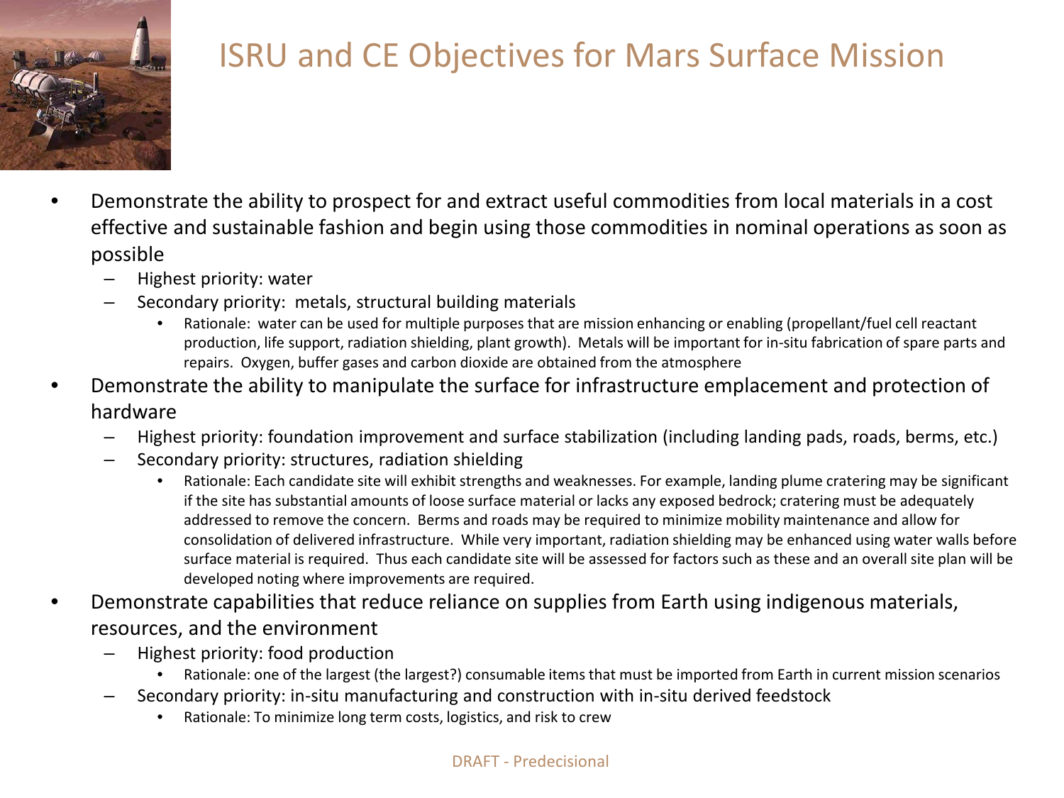# ISRU and CE Objectives for Mars Surface Mission

- Demonstrate the ability to prospect for and extract useful commodities from local materials in a cost effective and sustainable fashion and begin using those commodities in nominal operations as soon as possible
  - Highest priority: water
  - Secondary priority: metals, structural building materials
    - Rationale: water can be used for multiple purposes that are mission enhancing or enabling (propellant/fuel cell reactant production, life support, radiation shielding, plant growth). Metals will be important for in-situ fabrication of spare parts and repairs. Oxygen, buffer gases and carbon dioxide are obtained from the atmosphere
- Demonstrate the ability to manipulate the surface for infrastructure emplacement and protection of hardware
  - Highest priority: foundation improvement and surface stabilization (including landing pads, roads, berms, etc.)
  - Secondary priority: structures, radiation shielding
    - Rationale: Each candidate site will exhibit strengths and weaknesses. For example, landing plume cratering may be significant if the site has substantial amounts of loose surface material or lacks any exposed bedrock; cratering must be adequately addressed to remove the concern. Berms and roads may be required to minimize mobility maintenance and allow for consolidation of delivered infrastructure. While very important, radiation shielding may be enhanced using water walls before surface material is required. Thus each candidate site will be assessed for factors such as these and an overall site plan will be developed noting where improvements are required.
- Demonstrate capabilities that reduce reliance on supplies from Earth using indigenous materials, resources, and the environment
  - Highest priority: food production
    - Rationale: one of the largest (the largest?) consumable items that must be imported from Earth in current mission scenarios
  - Secondary priority: in-situ manufacturing and construction with in-situ derived feedstock
    - Rationale: To minimize long term costs, logistics, and risk to crew

DRAFT - Predecisional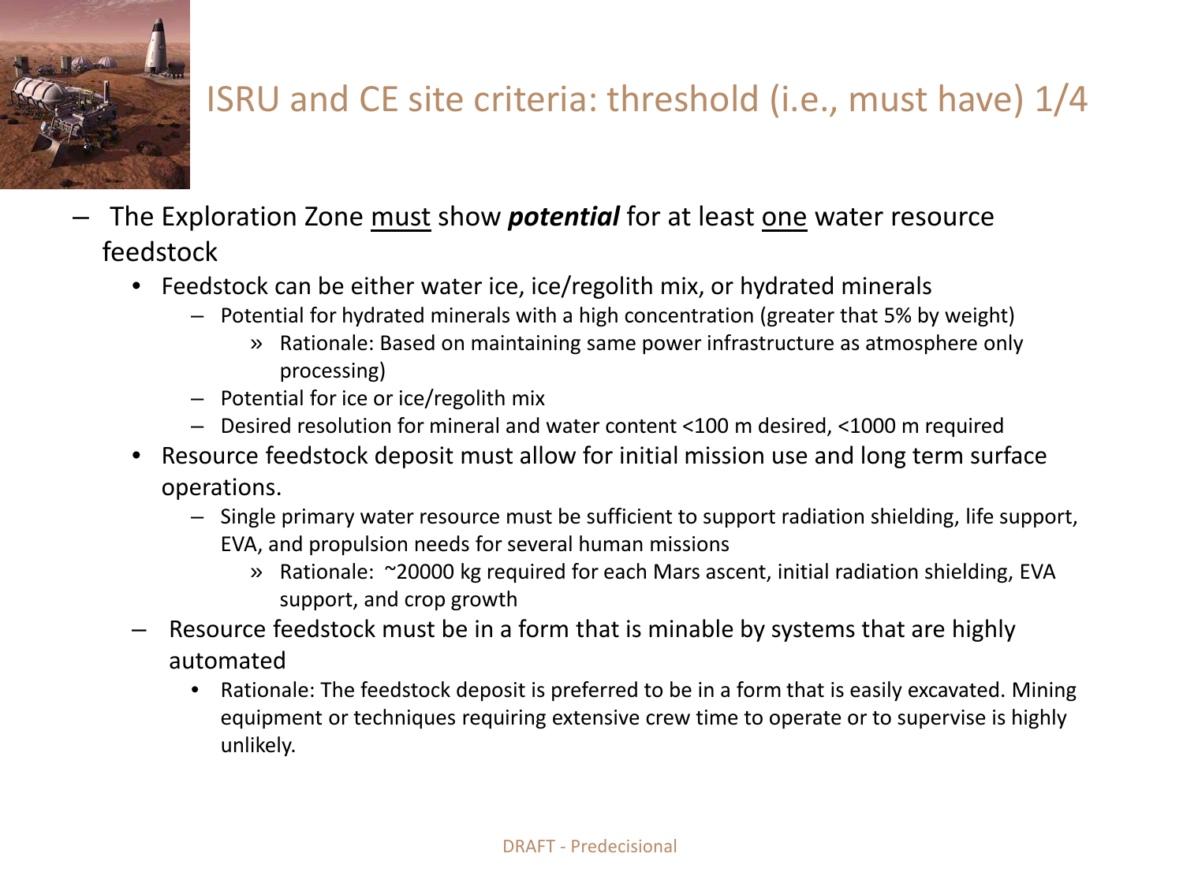# ISRU and CE site criteria: threshold (i.e., must have) 1/4

- The Exploration Zone <u>must</u> show ***potential*** for at least <u>one</u> water resource feedstock
  - Feedstock can be either water ice, ice/regolith mix, or hydrated minerals
    - Potential for hydrated minerals with a high concentration (greater that 5% by weight)
      - Rationale: Based on maintaining same power infrastructure as atmosphere only processing)
    - Potential for ice or ice/regolith mix
    - Desired resolution for mineral and water content <100 m desired, <1000 m required
  - Resource feedstock deposit must allow for initial mission use and long term surface operations.
    - Single primary water resource must be sufficient to support radiation shielding, life support, EVA, and propulsion needs for several human missions
      - Rationale: ~20000 kg required for each Mars ascent, initial radiation shielding, EVA support, and crop growth
  - Resource feedstock must be in a form that is minable by systems that are highly automated
    - Rationale: The feedstock deposit is preferred to be in a form that is easily excavated. Mining equipment or techniques requiring extensive crew time to operate or to supervise is highly unlikely.

DRAFT - Predecisional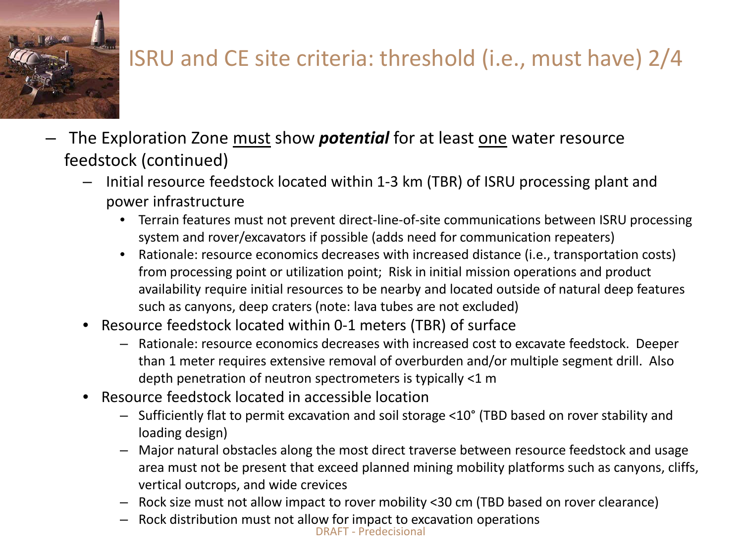# ISRU and CE site criteria: threshold (i.e., must have) 2/4

- The Exploration Zone <u>must</u> show ***potential*** for at least <u>one</u> water resource feedstock (continued)
  - Initial resource feedstock located within 1-3 km (TBR) of ISRU processing plant and power infrastructure
    - Terrain features must not prevent direct-line-of-site communications between ISRU processing system and rover/excavators if possible (adds need for communication repeaters)
    - Rationale: resource economics decreases with increased distance (i.e., transportation costs) from processing point or utilization point; Risk in initial mission operations and product availability require initial resources to be nearby and located outside of natural deep features such as canyons, deep craters (note: lava tubes are not excluded)
  - Resource feedstock located within 0-1 meters (TBR) of surface
    - Rationale: resource economics decreases with increased cost to excavate feedstock. Deeper than 1 meter requires extensive removal of overburden and/or multiple segment drill. Also depth penetration of neutron spectrometers is typically <1 m
  - Resource feedstock located in accessible location
    - Sufficiently flat to permit excavation and soil storage <10° (TBD based on rover stability and loading design)
    - Major natural obstacles along the most direct traverse between resource feedstock and usage area must not be present that exceed planned mining mobility platforms such as canyons, cliffs, vertical outcrops, and wide crevices
    - Rock size must not allow impact to rover mobility <30 cm (TBD based on rover clearance)
    - Rock distribution must not allow for impact to excavation operations

DRAFT - Predecisional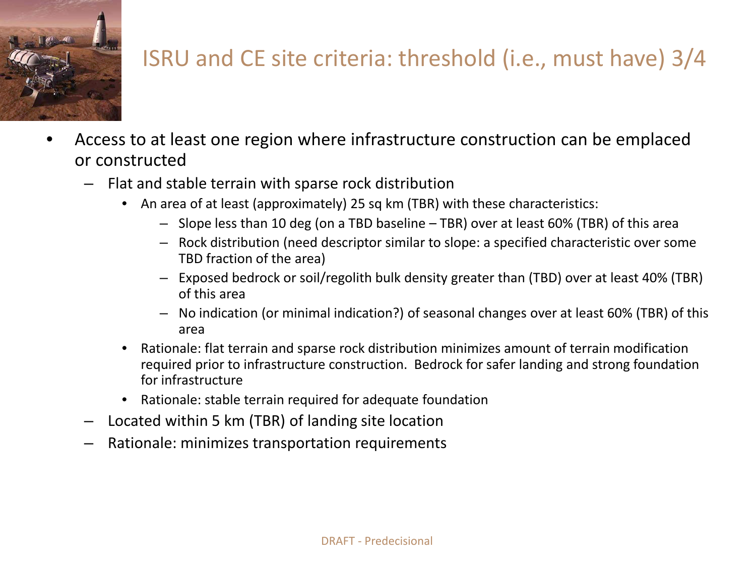# ISRU and CE site criteria: threshold (i.e., must have) 3/4

- Access to at least one region where infrastructure construction can be emplaced or constructed
  - Flat and stable terrain with sparse rock distribution
    - An area of at least (approximately) 25 sq km (TBR) with these characteristics:
      - Slope less than 10 deg (on a TBD baseline – TBR) over at least 60% (TBR) of this area
      - Rock distribution (need descriptor similar to slope: a specified characteristic over some TBD fraction of the area)
      - Exposed bedrock or soil/regolith bulk density greater than (TBD) over at least 40% (TBR) of this area
      - No indication (or minimal indication?) of seasonal changes over at least 60% (TBR) of this area
    - Rationale: flat terrain and sparse rock distribution minimizes amount of terrain modification required prior to infrastructure construction. Bedrock for safer landing and strong foundation for infrastructure
    - Rationale: stable terrain required for adequate foundation
  - Located within 5 km (TBR) of landing site location
  - Rationale: minimizes transportation requirements

DRAFT - Predecisional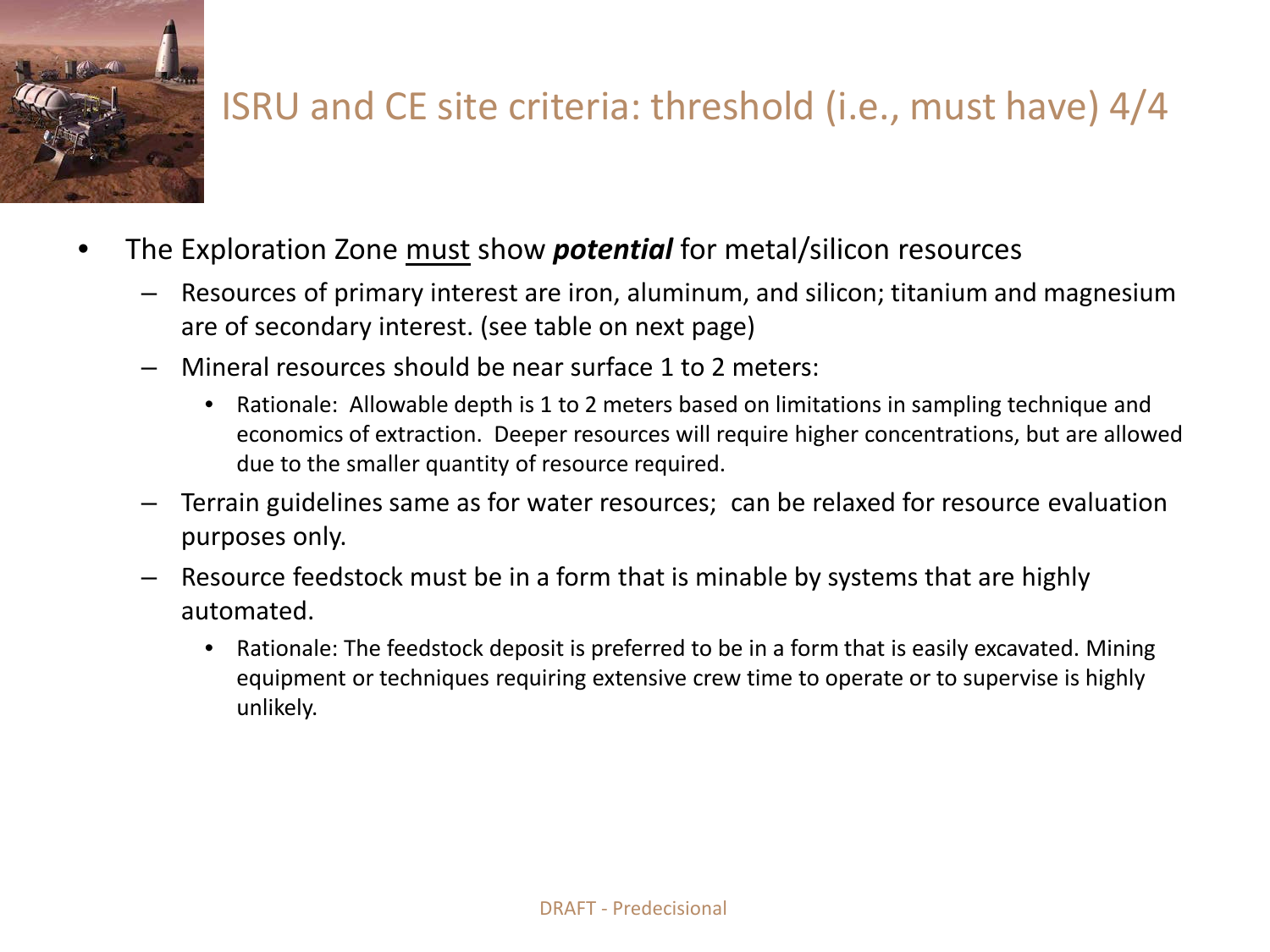# ISRU and CE site criteria: threshold (i.e., must have) 4/4

- The Exploration Zone <u>must</u> show ***potential*** for metal/silicon resources
  - Resources of primary interest are iron, aluminum, and silicon; titanium and magnesium are of secondary interest. (see table on next page)
  - Mineral resources should be near surface 1 to 2 meters:
    - Rationale: Allowable depth is 1 to 2 meters based on limitations in sampling technique and economics of extraction. Deeper resources will require higher concentrations, but are allowed due to the smaller quantity of resource required.
  - Terrain guidelines same as for water resources; can be relaxed for resource evaluation purposes only.
  - Resource feedstock must be in a form that is minable by systems that are highly automated.
    - Rationale: The feedstock deposit is preferred to be in a form that is easily excavated. Mining equipment or techniques requiring extensive crew time to operate or to supervise is highly unlikely.

DRAFT - Predecisional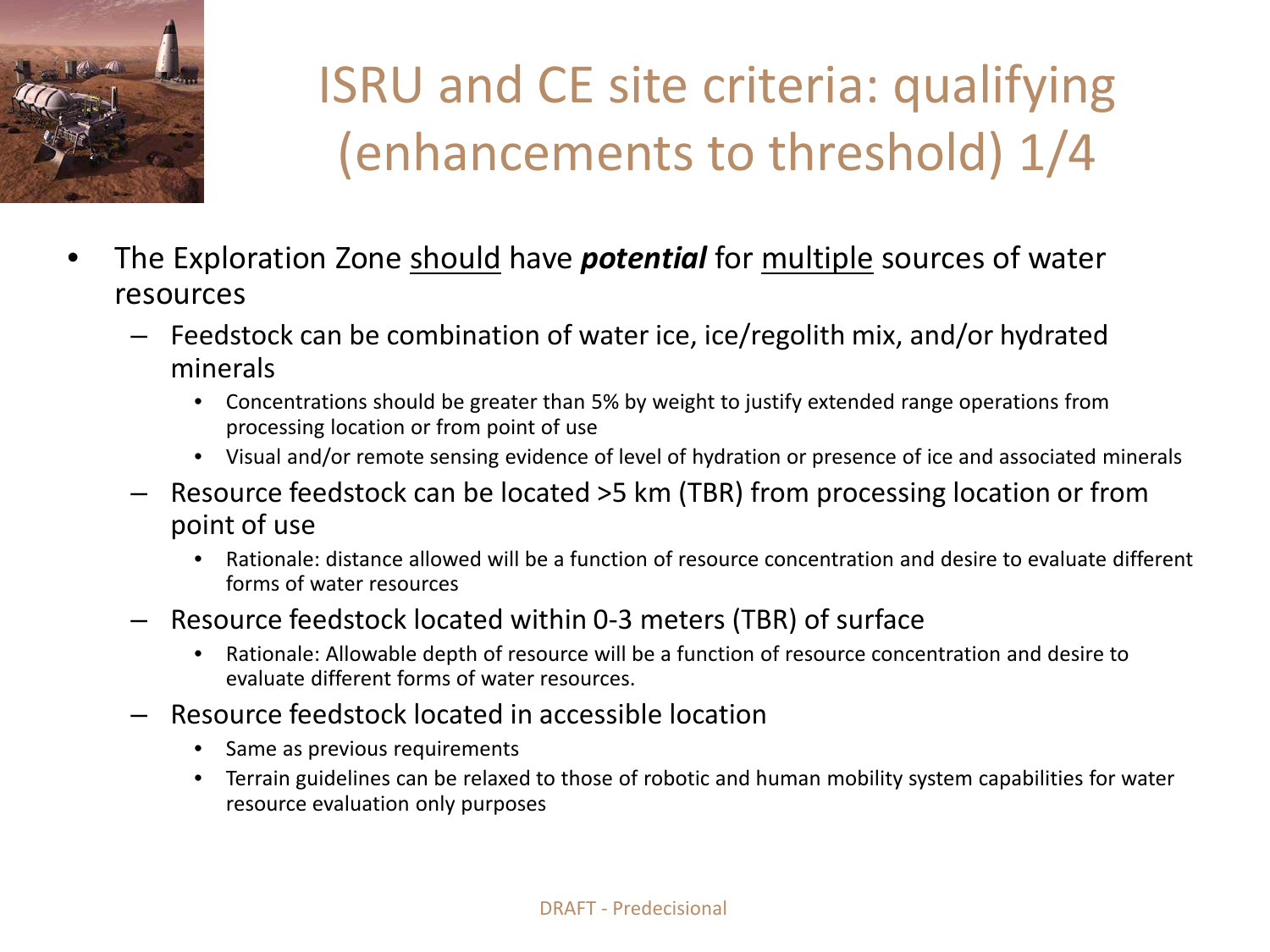# ISRU and CE site criteria: qualifying (enhancements to threshold) 1/4

- The Exploration Zone <u>should</u> have ***potential*** for <u>multiple</u> sources of water resources
  - Feedstock can be combination of water ice, ice/regolith mix, and/or hydrated minerals
    - Concentrations should be greater than 5% by weight to justify extended range operations from processing location or from point of use
    - Visual and/or remote sensing evidence of level of hydration or presence of ice and associated minerals
  - Resource feedstock can be located >5 km (TBR) from processing location or from point of use
    - Rationale: distance allowed will be a function of resource concentration and desire to evaluate different forms of water resources
  - Resource feedstock located within 0-3 meters (TBR) of surface
    - Rationale: Allowable depth of resource will be a function of resource concentration and desire to evaluate different forms of water resources.
  - Resource feedstock located in accessible location
    - Same as previous requirements
    - Terrain guidelines can be relaxed to those of robotic and human mobility system capabilities for water resource evaluation only purposes

DRAFT - Predecisional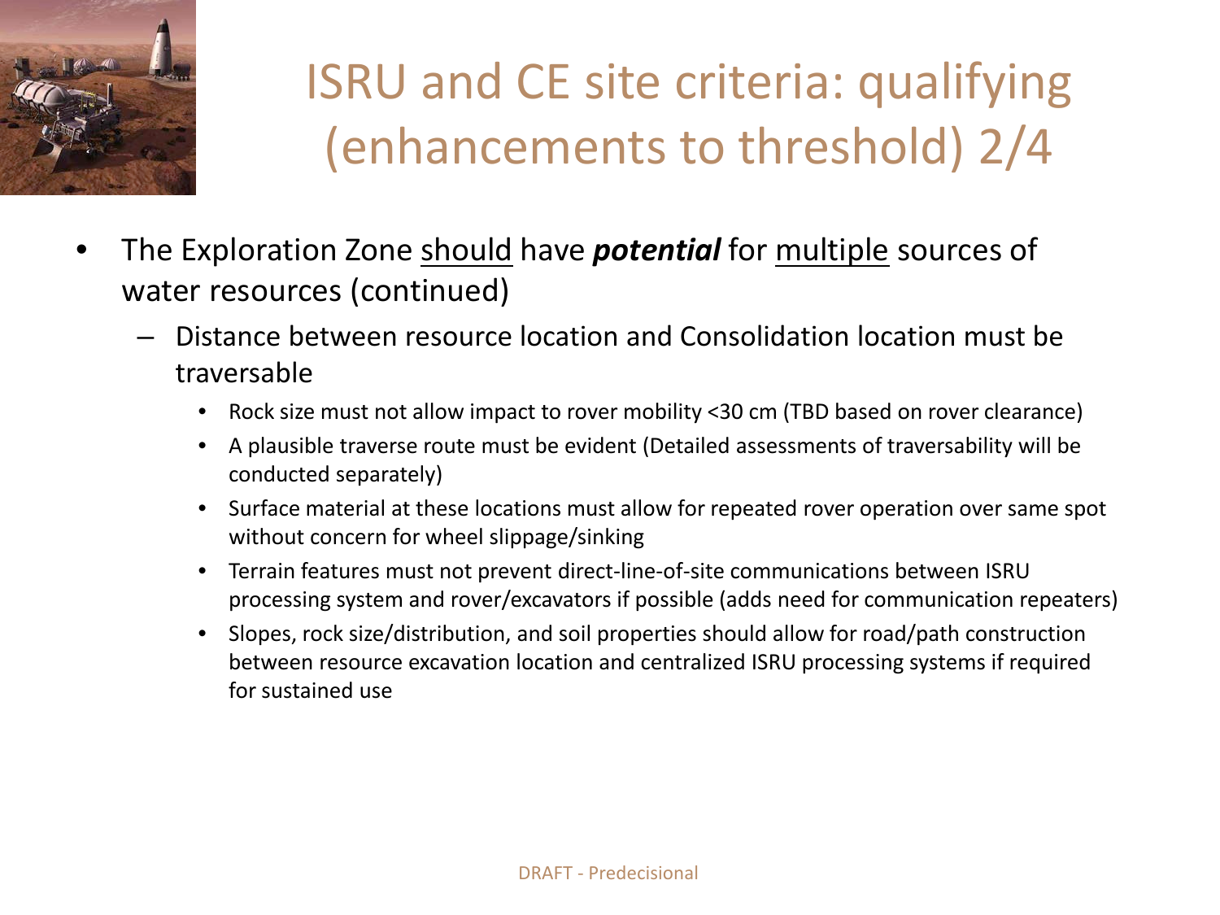# ISRU and CE site criteria: qualifying (enhancements to threshold) 2/4

- The Exploration Zone <u>should</u> have ***potential*** for <u>multiple</u> sources of water resources (continued)
  - Distance between resource location and Consolidation location must be traversable
    - Rock size must not allow impact to rover mobility <30 cm (TBD based on rover clearance)
    - A plausible traverse route must be evident (Detailed assessments of traversability will be conducted separately)
    - Surface material at these locations must allow for repeated rover operation over same spot without concern for wheel slippage/sinking
    - Terrain features must not prevent direct-line-of-site communications between ISRU processing system and rover/excavators if possible (adds need for communication repeaters)
    - Slopes, rock size/distribution, and soil properties should allow for road/path construction between resource excavation location and centralized ISRU processing systems if required for sustained use

DRAFT - Predecisional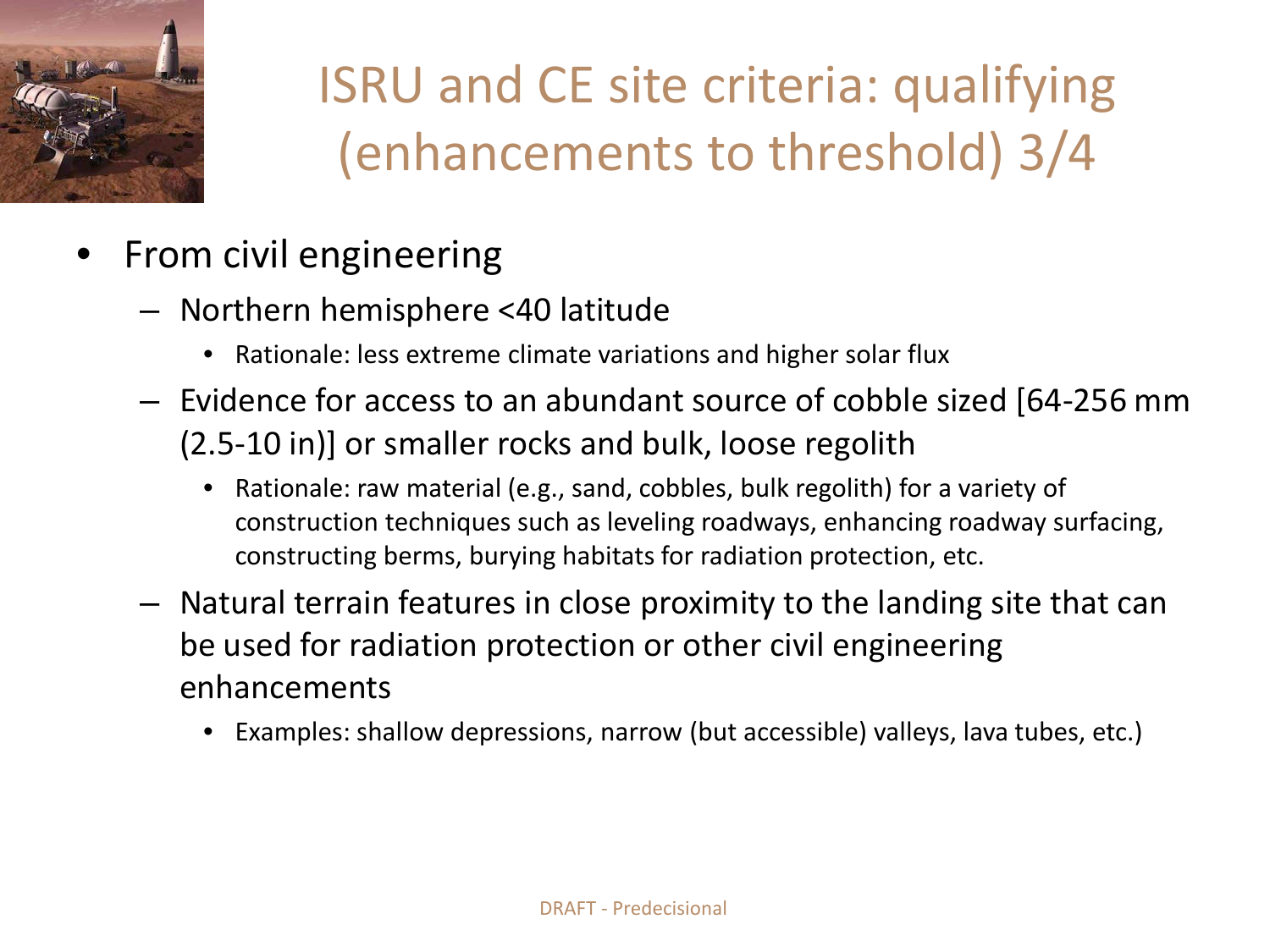# ISRU and CE site criteria: qualifying (enhancements to threshold) 3/4

- From civil engineering
  - Northern hemisphere <40 latitude
    - Rationale: less extreme climate variations and higher solar flux
  - Evidence for access to an abundant source of cobble sized [64-256 mm (2.5-10 in)] or smaller rocks and bulk, loose regolith
    - Rationale: raw material (e.g., sand, cobbles, bulk regolith) for a variety of construction techniques such as leveling roadways, enhancing roadway surfacing, constructing berms, burying habitats for radiation protection, etc.
  - Natural terrain features in close proximity to the landing site that can be used for radiation protection or other civil engineering enhancements
    - Examples: shallow depressions, narrow (but accessible) valleys, lava tubes, etc.)

DRAFT - Predecisional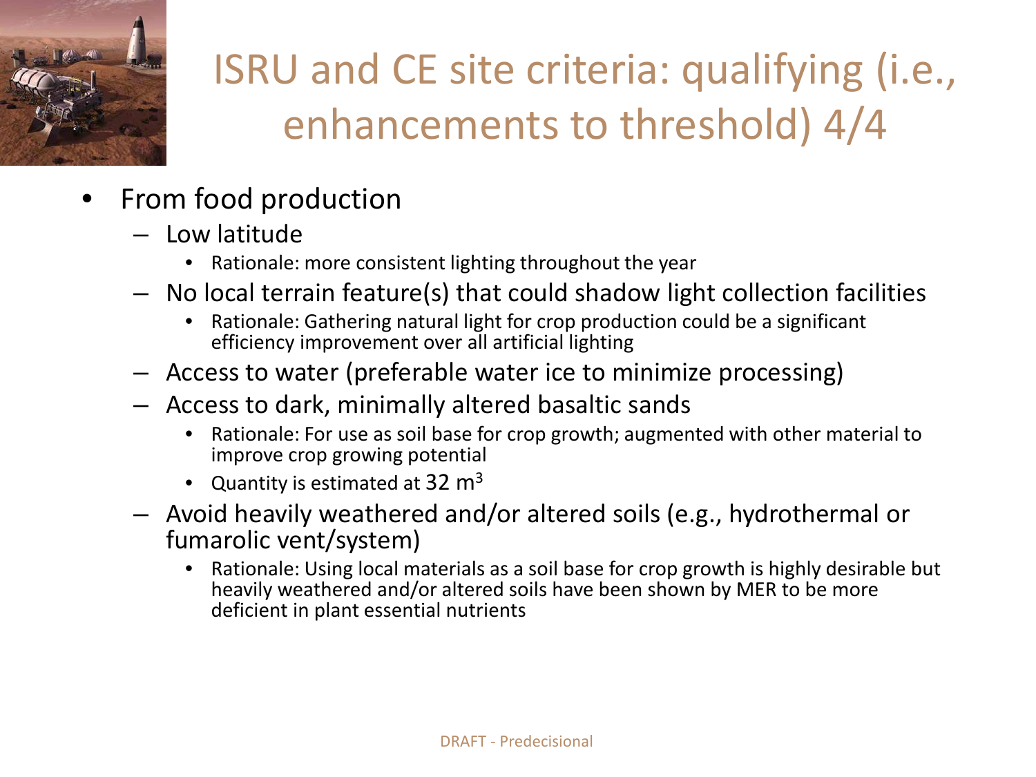# ISRU and CE site criteria: qualifying (i.e., enhancements to threshold) 4/4

- From food production
  - Low latitude
    - Rationale: more consistent lighting throughout the year
  - No local terrain feature(s) that could shadow light collection facilities
    - Rationale: Gathering natural light for crop production could be a significant efficiency improvement over all artificial lighting
  - Access to water (preferable water ice to minimize processing)
  - Access to dark, minimally altered basaltic sands
    - Rationale: For use as soil base for crop growth; augmented with other material to improve crop growing potential
    - Quantity is estimated at 32 $m^3$
  - Avoid heavily weathered and/or altered soils (e.g., hydrothermal or fumarolic vent/system)
    - Rationale: Using local materials as a soil base for crop growth is highly desirable but heavily weathered and/or altered soils have been shown by MER to be more deficient in plant essential nutrients

DRAFT - Predecisional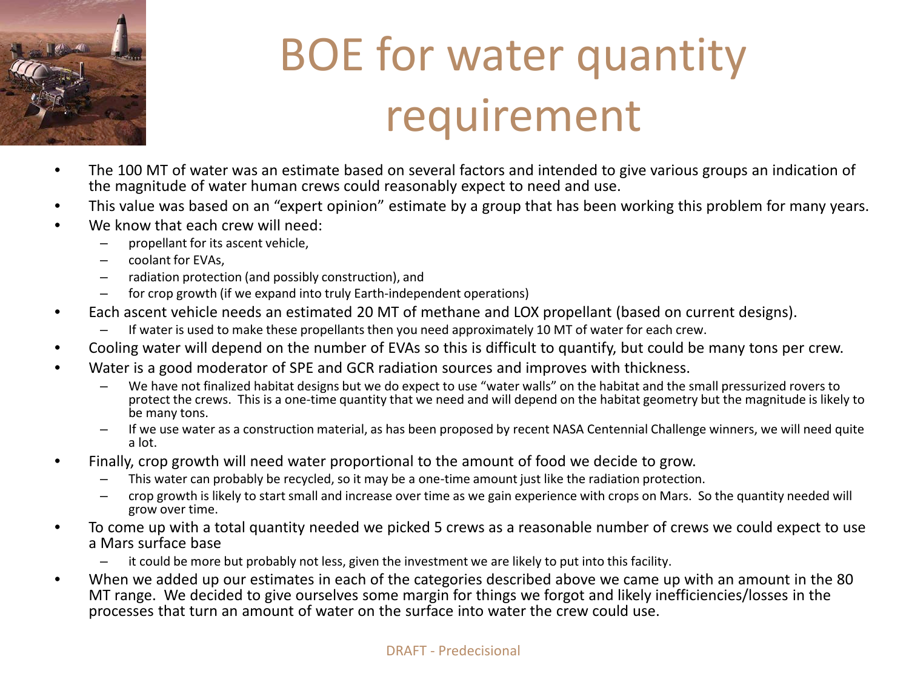# BOE for water quantity requirement

- The 100 MT of water was an estimate based on several factors and intended to give various groups an indication of the magnitude of water human crews could reasonably expect to need and use.
- This value was based on an "expert opinion" estimate by a group that has been working this problem for many years.
- We know that each crew will need:
  - propellant for its ascent vehicle,
  - coolant for EVAs,
  - radiation protection (and possibly construction), and
  - for crop growth (if we expand into truly Earth-independent operations)
- Each ascent vehicle needs an estimated 20 MT of methane and LOX propellant (based on current designs).
  - If water is used to make these propellants then you need approximately 10 MT of water for each crew.
- Cooling water will depend on the number of EVAs so this is difficult to quantify, but could be many tons per crew.
- Water is a good moderator of SPE and GCR radiation sources and improves with thickness.
  - We have not finalized habitat designs but we do expect to use "water walls" on the habitat and the small pressurized rovers to protect the crews. This is a one-time quantity that we need and will depend on the habitat geometry but the magnitude is likely to be many tons.
  - If we use water as a construction material, as has been proposed by recent NASA Centennial Challenge winners, we will need quite a lot.
- Finally, crop growth will need water proportional to the amount of food we decide to grow.
  - This water can probably be recycled, so it may be a one-time amount just like the radiation protection.
  - crop growth is likely to start small and increase over time as we gain experience with crops on Mars. So the quantity needed will grow over time.
- To come up with a total quantity needed we picked 5 crews as a reasonable number of crews we could expect to use a Mars surface base
  - it could be more but probably not less, given the investment we are likely to put into this facility.
- When we added up our estimates in each of the categories described above we came up with an amount in the 80 MT range. We decided to give ourselves some margin for things we forgot and likely inefficiencies/losses in the processes that turn an amount of water on the surface into water the crew could use.

DRAFT - Predecisional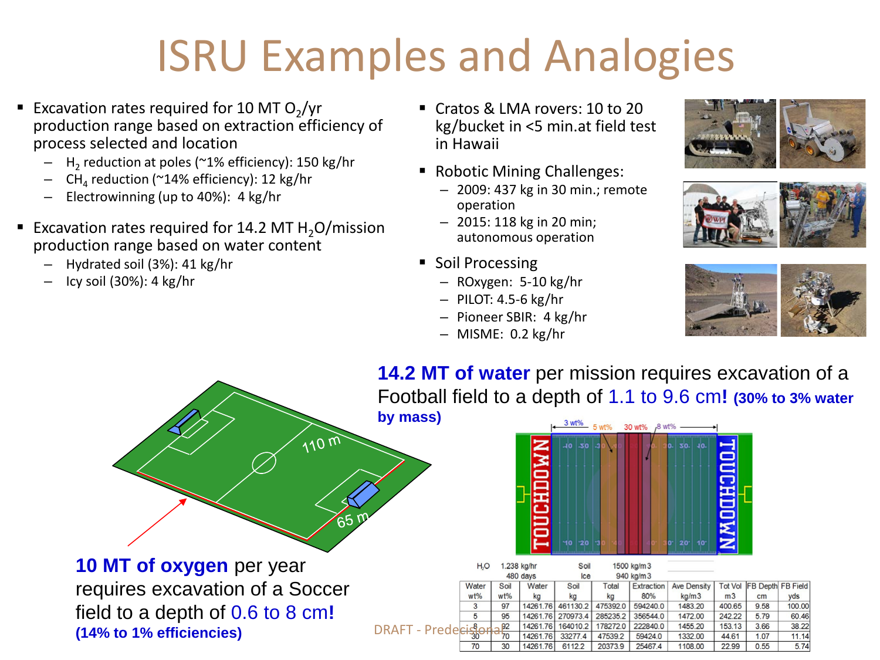# ISRU Examples and Analogies

- Excavation rates required for 10 MT $O_2$/yr production range based on extraction efficiency of process selected and location
  - $H_2$ reduction at poles (~1% efficiency): 150 kg/hr
  - $CH_4$ reduction (~14% efficiency): 12 kg/hr
  - Electrowinning (up to 40%): 4 kg/hr
- Excavation rates required for 14.2 MT $H_2O$/mission production range based on water content
  - Hydrated soil (3%): 41 kg/hr
  - Icy soil (30%): 4 kg/hr

- Cratos & LMA rovers: 10 to 20 kg/bucket in <5 min.at field test in Hawaii
- Robotic Mining Challenges:
  - 2009: 437 kg in 30 min.; remote operation
  - 2015: 118 kg in 20 min; autonomous operation
- Soil Processing
  - ROxygen: 5-10 kg/hr
  - PILOT: 4.5-6 kg/hr
  - Pioneer SBIR: 4 kg/hr
  - MISME: 0.2 kg/hr

**10 MT of oxygen** per year requires excavation of a Soccer field to a depth of 0.6 to 8 cm! **(14% to 1% efficiencies)**

**14.2 MT of water** per mission requires excavation of a Football field to a depth of 1.1 to 9.6 cm! **(30% to 3% water by mass)**

$H_2O$ 1,238 kg/hr; 480 days; Soil 1500 kg/m3; Ice 940 kg/m3

| Water wt% | Soil wt% | Water kg | Soil kg | Total kg | Extraction 80% | Ave Density kg/m3 | Tot Vol m3 | FB Depth cm | FB Field yds |
|---|---|---|---|---|---|---|---|---|---|
| 3 | 97 | 14261.76 | 461130.2 | 475392.0 | 594240.0 | 1483.20 | 400.65 | 9.58 | 100.00 |
| 5 | 95 | 14261.76 | 270973.4 | 285235.2 | 356544.0 | 1472.00 | 242.22 | 5.79 | 60.46 |
| 8 | 92 | 14261.76 | 164010.2 | 178272.0 | 222840.0 | 1455.20 | 153.13 | 3.66 | 38.22 |
| 30 | 70 | 14261.76 | 33277.4 | 47539.2 | 59424.0 | 1332.00 | 44.61 | 1.07 | 11.14 |
| 70 | 30 | 14261.76 | 6112.2 | 20373.9 | 25467.4 | 1108.00 | 22.99 | 0.55 | 5.74 |

DRAFT - Predecisional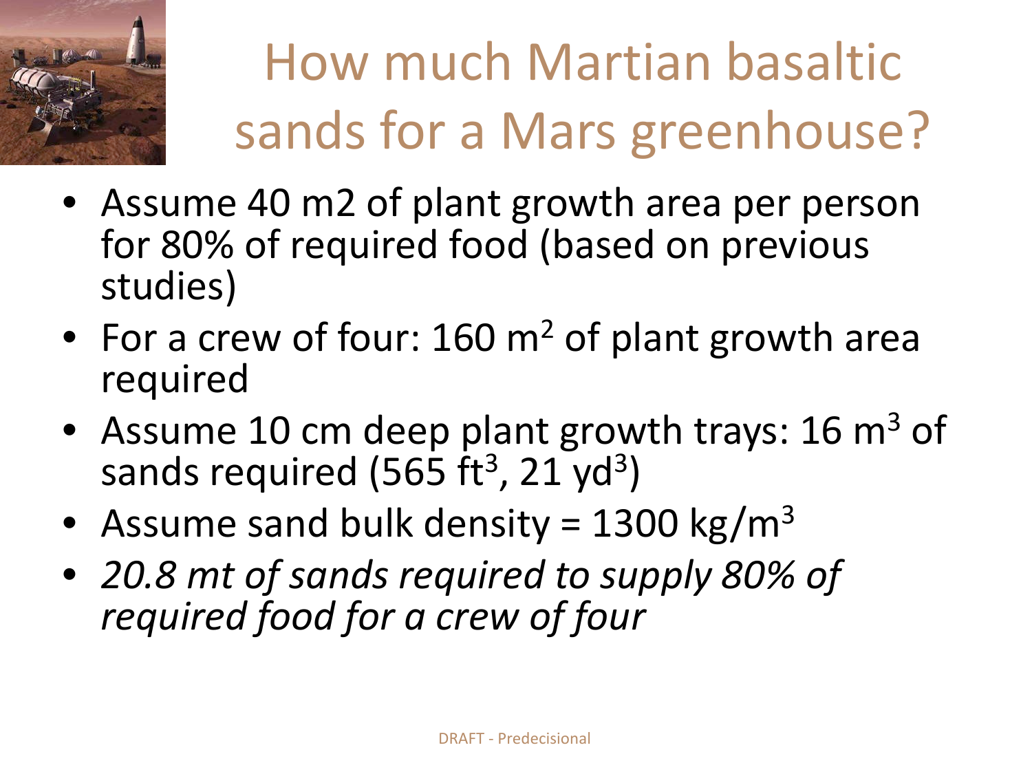# How much Martian basaltic sands for a Mars greenhouse?

- Assume 40 m2 of plant growth area per person for 80% of required food (based on previous studies)
- For a crew of four: 160 $m^2$ of plant growth area required
- Assume 10 cm deep plant growth trays: 16 $m^3$ of sands required (565 $ft^3$, 21 $yd^3$)
- Assume sand bulk density = 1300 $kg/m^3$
- *20.8 mt of sands required to supply 80% of required food for a crew of four*

DRAFT - Predecisional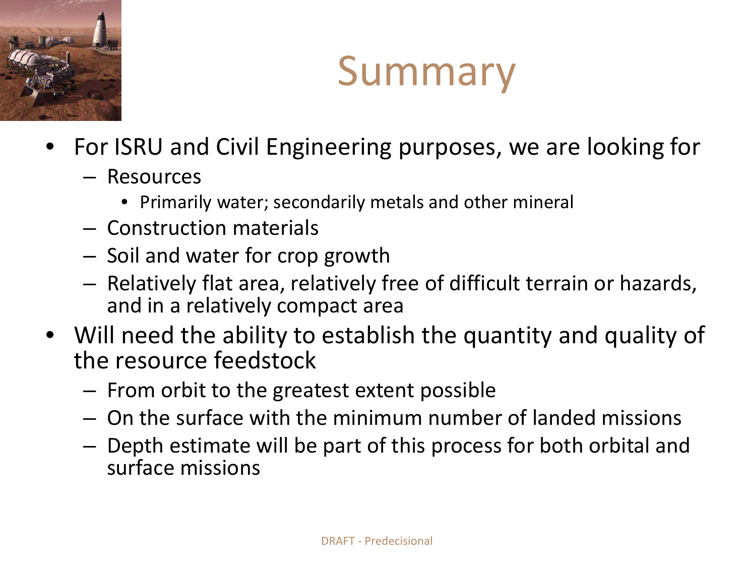# Summary

- For ISRU and Civil Engineering purposes, we are looking for
  - Resources
    - Primarily water; secondarily metals and other mineral
  - Construction materials
  - Soil and water for crop growth
  - Relatively flat area, relatively free of difficult terrain or hazards, and in a relatively compact area
- Will need the ability to establish the quantity and quality of the resource feedstock
  - From orbit to the greatest extent possible
  - On the surface with the minimum number of landed missions
  - Depth estimate will be part of this process for both orbital and surface missions

DRAFT - Predecisional